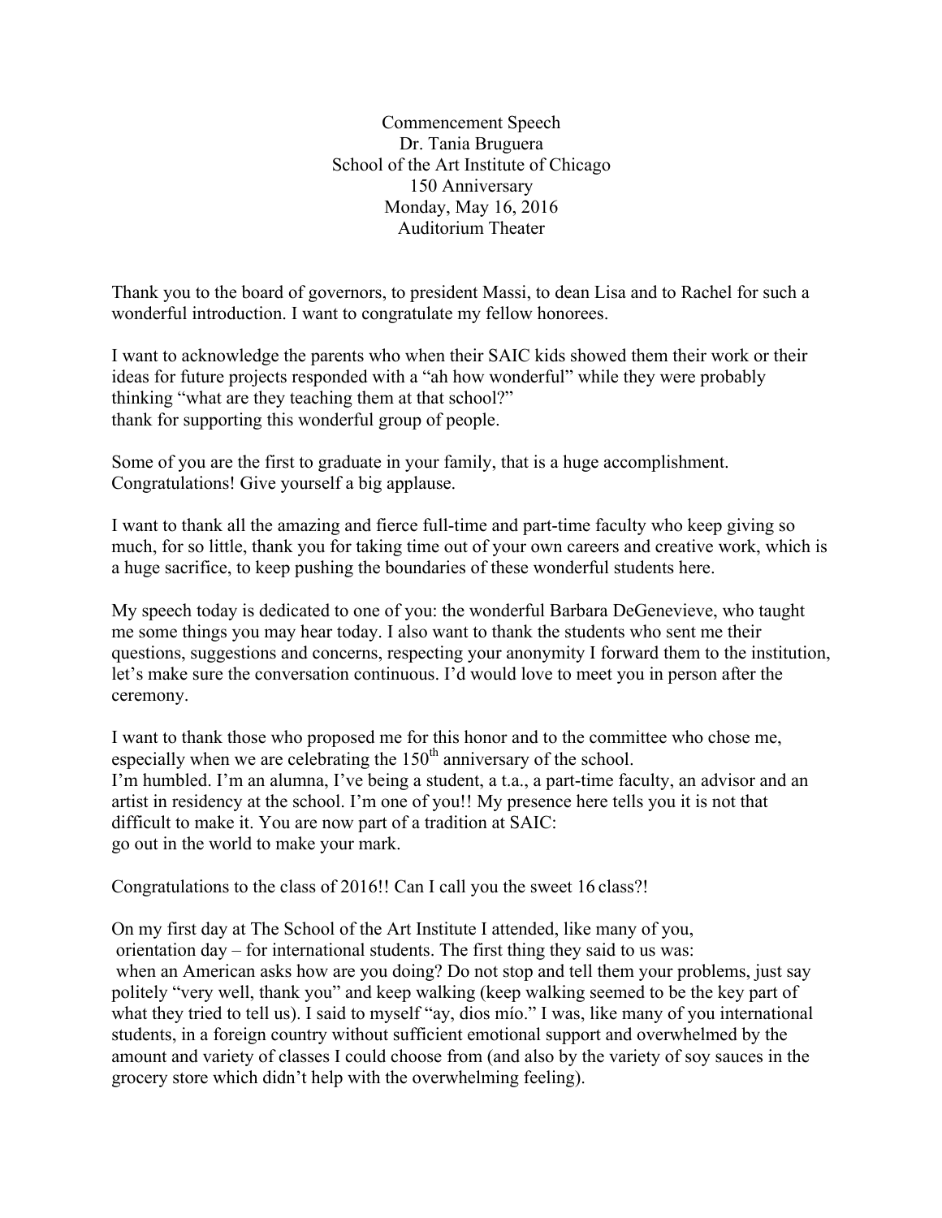Commencement Speech
Dr. Tania Bruguera
School of the Art Institute of Chicago
150 Anniversary
Monday, May 16, 2016
Auditorium Theater

Thank you to the board of governors, to president Massi, to dean Lisa and to Rachel for such a wonderful introduction. I want to congratulate my fellow honorees.

I want to acknowledge the parents who when their SAIC kids showed them their work or their ideas for future projects responded with a "ah how wonderful" while they were probably thinking "what are they teaching them at that school?"
thank for supporting this wonderful group of people.

Some of you are the first to graduate in your family, that is a huge accomplishment. Congratulations! Give yourself a big applause.

I want to thank all the amazing and fierce full-time and part-time faculty who keep giving so much, for so little, thank you for taking time out of your own careers and creative work, which is a huge sacrifice, to keep pushing the boundaries of these wonderful students here.

My speech today is dedicated to one of you: the wonderful Barbara DeGenevieve, who taught me some things you may hear today. I also want to thank the students who sent me their questions, suggestions and concerns, respecting your anonymity I forward them to the institution, let's make sure the conversation continuous. I'd would love to meet you in person after the ceremony.

I want to thank those who proposed me for this honor and to the committee who chose me, especially when we are celebrating the 150th anniversary of the school.
I'm humbled. I'm an alumna, I've being a student, a t.a., a part-time faculty, an advisor and an artist in residency at the school. I'm one of you!! My presence here tells you it is not that difficult to make it. You are now part of a tradition at SAIC:
go out in the world to make your mark.

Congratulations to the class of 2016!! Can I call you the sweet 16 class?!

On my first day at The School of the Art Institute I attended, like many of you, orientation day – for international students. The first thing they said to us was: when an American asks how are you doing? Do not stop and tell them your problems, just say politely "very well, thank you" and keep walking (keep walking seemed to be the key part of what they tried to tell us). I said to myself "ay, dios mío." I was, like many of you international students, in a foreign country without sufficient emotional support and overwhelmed by the amount and variety of classes I could choose from (and also by the variety of soy sauces in the grocery store which didn't help with the overwhelming feeling).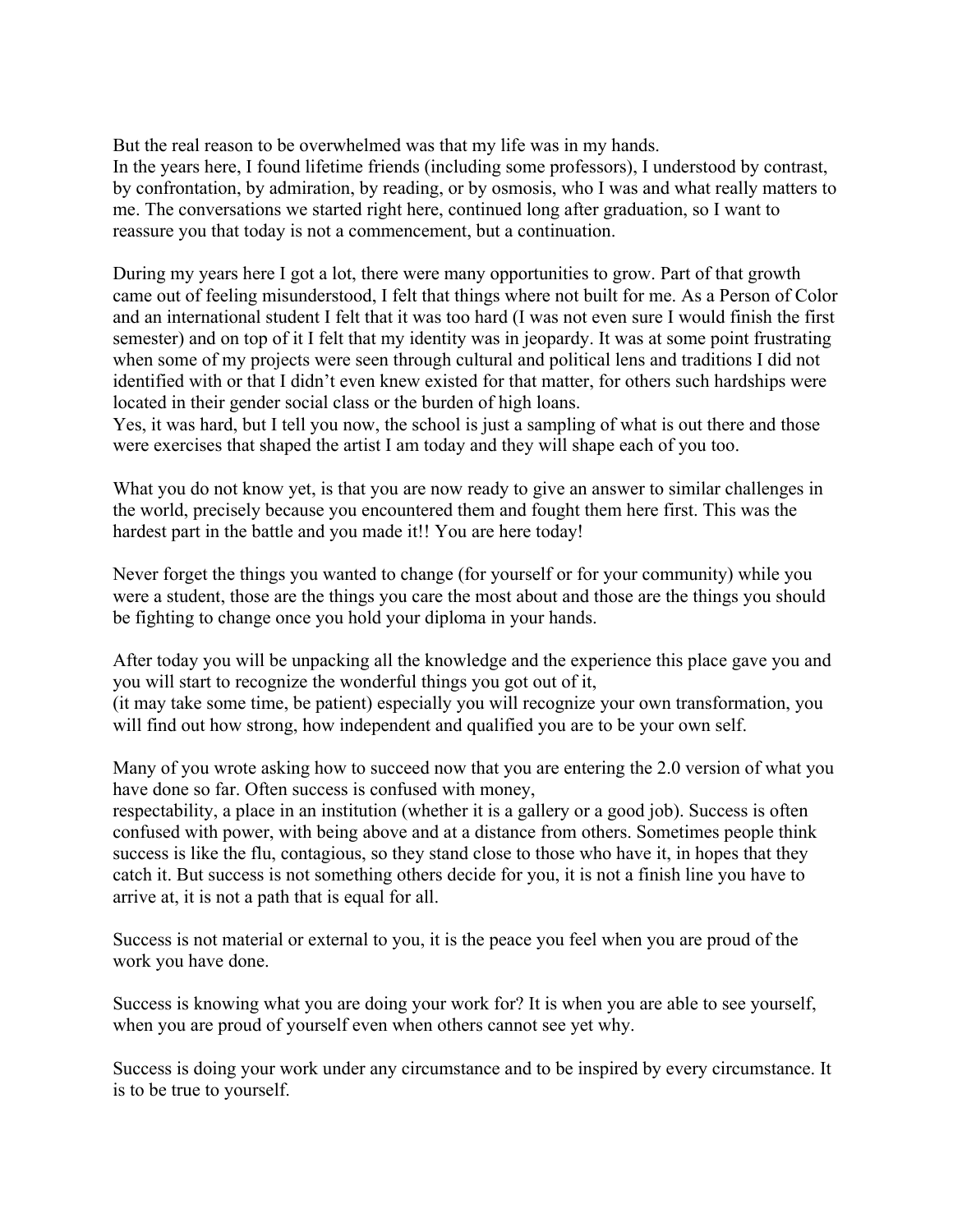But the real reason to be overwhelmed was that my life was in my hands.
In the years here, I found lifetime friends (including some professors), I understood by contrast, by confrontation, by admiration, by reading, or by osmosis, who I was and what really matters to me. The conversations we started right here, continued long after graduation, so I want to reassure you that today is not a commencement, but a continuation.

During my years here I got a lot, there were many opportunities to grow. Part of that growth came out of feeling misunderstood, I felt that things where not built for me. As a Person of Color and an international student I felt that it was too hard (I was not even sure I would finish the first semester) and on top of it I felt that my identity was in jeopardy. It was at some point frustrating when some of my projects were seen through cultural and political lens and traditions I did not identified with or that I didn't even knew existed for that matter, for others such hardships were located in their gender social class or the burden of high loans.
Yes, it was hard, but I tell you now, the school is just a sampling of what is out there and those were exercises that shaped the artist I am today and they will shape each of you too.

What you do not know yet, is that you are now ready to give an answer to similar challenges in the world, precisely because you encountered them and fought them here first. This was the hardest part in the battle and you made it!! You are here today!

Never forget the things you wanted to change (for yourself or for your community) while you were a student, those are the things you care the most about and those are the things you should be fighting to change once you hold your diploma in your hands.

After today you will be unpacking all the knowledge and the experience this place gave you and you will start to recognize the wonderful things you got out of it,
(it may take some time, be patient) especially you will recognize your own transformation, you will find out how strong, how independent and qualified you are to be your own self.

Many of you wrote asking how to succeed now that you are entering the 2.0 version of what you have done so far. Often success is confused with money,
respectability, a place in an institution (whether it is a gallery or a good job). Success is often confused with power, with being above and at a distance from others. Sometimes people think success is like the flu, contagious, so they stand close to those who have it, in hopes that they catch it. But success is not something others decide for you, it is not a finish line you have to arrive at, it is not a path that is equal for all.

Success is not material or external to you, it is the peace you feel when you are proud of the work you have done.

Success is knowing what you are doing your work for? It is when you are able to see yourself, when you are proud of yourself even when others cannot see yet why.

Success is doing your work under any circumstance and to be inspired by every circumstance. It is to be true to yourself.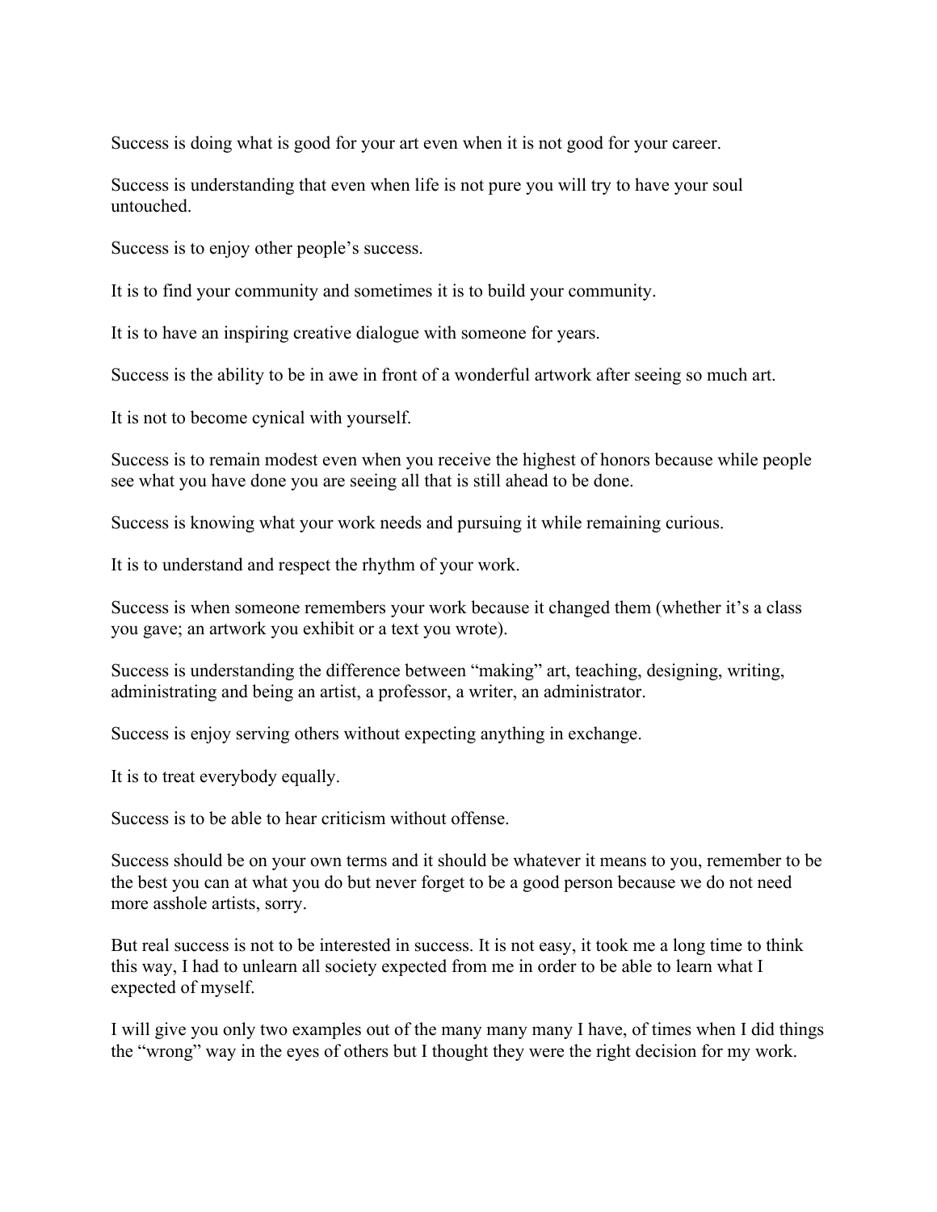Success is doing what is good for your art even when it is not good for your career.

Success is understanding that even when life is not pure you will try to have your soul untouched.

Success is to enjoy other people's success.

It is to find your community and sometimes it is to build your community.

It is to have an inspiring creative dialogue with someone for years.

Success is the ability to be in awe in front of a wonderful artwork after seeing so much art.

It is not to become cynical with yourself.

Success is to remain modest even when you receive the highest of honors because while people see what you have done you are seeing all that is still ahead to be done.

Success is knowing what your work needs and pursuing it while remaining curious.

It is to understand and respect the rhythm of your work.

Success is when someone remembers your work because it changed them (whether it's a class you gave; an artwork you exhibit or a text you wrote).

Success is understanding the difference between "making" art, teaching, designing, writing, administrating and being an artist, a professor, a writer, an administrator.

Success is enjoy serving others without expecting anything in exchange.

It is to treat everybody equally.

Success is to be able to hear criticism without offense.

Success should be on your own terms and it should be whatever it means to you, remember to be the best you can at what you do but never forget to be a good person because we do not need more asshole artists, sorry.

But real success is not to be interested in success. It is not easy, it took me a long time to think this way, I had to unlearn all society expected from me in order to be able to learn what I expected of myself.

I will give you only two examples out of the many many many I have, of times when I did things the "wrong" way in the eyes of others but I thought they were the right decision for my work.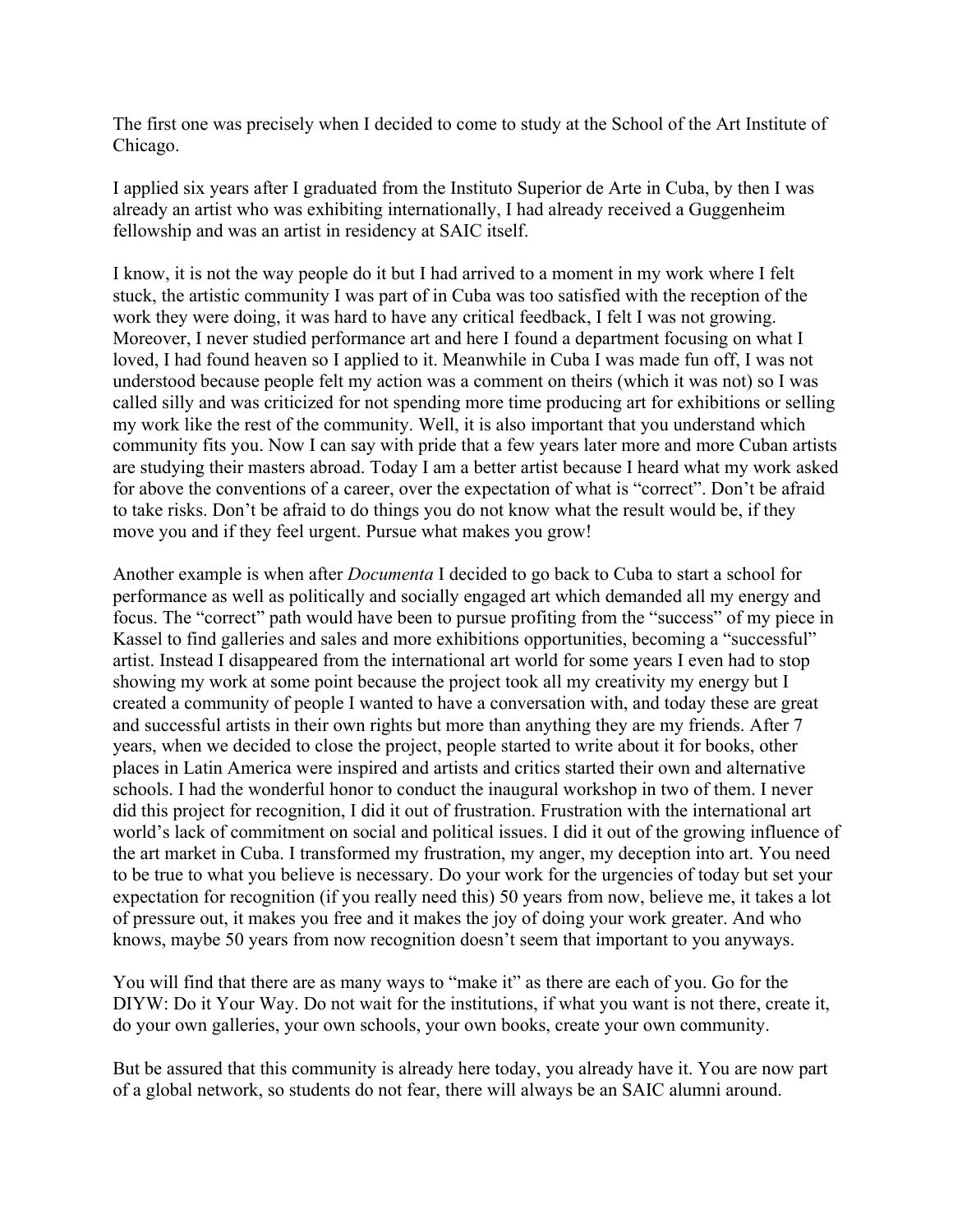The first one was precisely when I decided to come to study at the School of the Art Institute of Chicago.

I applied six years after I graduated from the Instituto Superior de Arte in Cuba, by then I was already an artist who was exhibiting internationally, I had already received a Guggenheim fellowship and was an artist in residency at SAIC itself.

I know, it is not the way people do it but I had arrived to a moment in my work where I felt stuck, the artistic community I was part of in Cuba was too satisfied with the reception of the work they were doing, it was hard to have any critical feedback, I felt I was not growing. Moreover, I never studied performance art and here I found a department focusing on what I loved, I had found heaven so I applied to it. Meanwhile in Cuba I was made fun off, I was not understood because people felt my action was a comment on theirs (which it was not) so I was called silly and was criticized for not spending more time producing art for exhibitions or selling my work like the rest of the community. Well, it is also important that you understand which community fits you. Now I can say with pride that a few years later more and more Cuban artists are studying their masters abroad. Today I am a better artist because I heard what my work asked for above the conventions of a career, over the expectation of what is "correct". Don't be afraid to take risks. Don't be afraid to do things you do not know what the result would be, if they move you and if they feel urgent. Pursue what makes you grow!

Another example is when after *Documenta* I decided to go back to Cuba to start a school for performance as well as politically and socially engaged art which demanded all my energy and focus. The "correct" path would have been to pursue profiting from the "success" of my piece in Kassel to find galleries and sales and more exhibitions opportunities, becoming a "successful" artist. Instead I disappeared from the international art world for some years I even had to stop showing my work at some point because the project took all my creativity my energy but I created a community of people I wanted to have a conversation with, and today these are great and successful artists in their own rights but more than anything they are my friends. After 7 years, when we decided to close the project, people started to write about it for books, other places in Latin America were inspired and artists and critics started their own and alternative schools. I had the wonderful honor to conduct the inaugural workshop in two of them. I never did this project for recognition, I did it out of frustration. Frustration with the international art world's lack of commitment on social and political issues. I did it out of the growing influence of the art market in Cuba. I transformed my frustration, my anger, my deception into art. You need to be true to what you believe is necessary. Do your work for the urgencies of today but set your expectation for recognition (if you really need this) 50 years from now, believe me, it takes a lot of pressure out, it makes you free and it makes the joy of doing your work greater. And who knows, maybe 50 years from now recognition doesn't seem that important to you anyways.

You will find that there are as many ways to "make it" as there are each of you. Go for the DIYW: Do it Your Way. Do not wait for the institutions, if what you want is not there, create it, do your own galleries, your own schools, your own books, create your own community.

But be assured that this community is already here today, you already have it. You are now part of a global network, so students do not fear, there will always be an SAIC alumni around.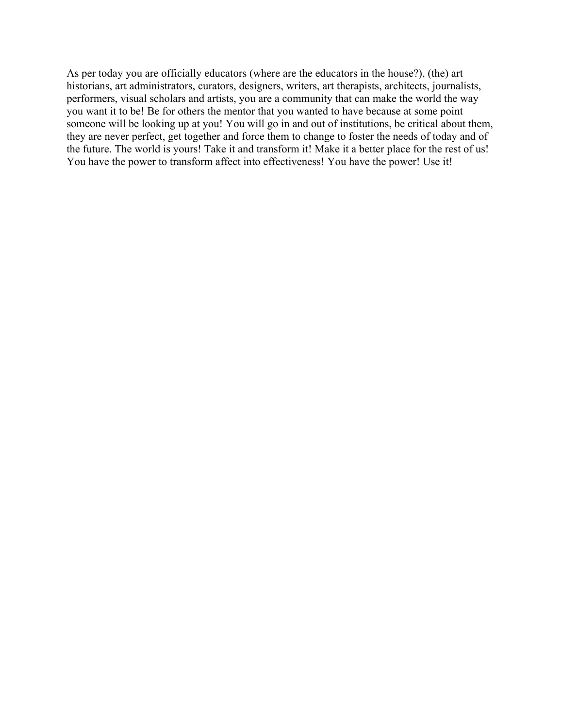As per today you are officially educators (where are the educators in the house?), (the) art historians, art administrators, curators, designers, writers, art therapists, architects, journalists, performers, visual scholars and artists, you are a community that can make the world the way you want it to be! Be for others the mentor that you wanted to have because at some point someone will be looking up at you! You will go in and out of institutions, be critical about them, they are never perfect, get together and force them to change to foster the needs of today and of the future. The world is yours! Take it and transform it! Make it a better place for the rest of us! You have the power to transform affect into effectiveness! You have the power! Use it!